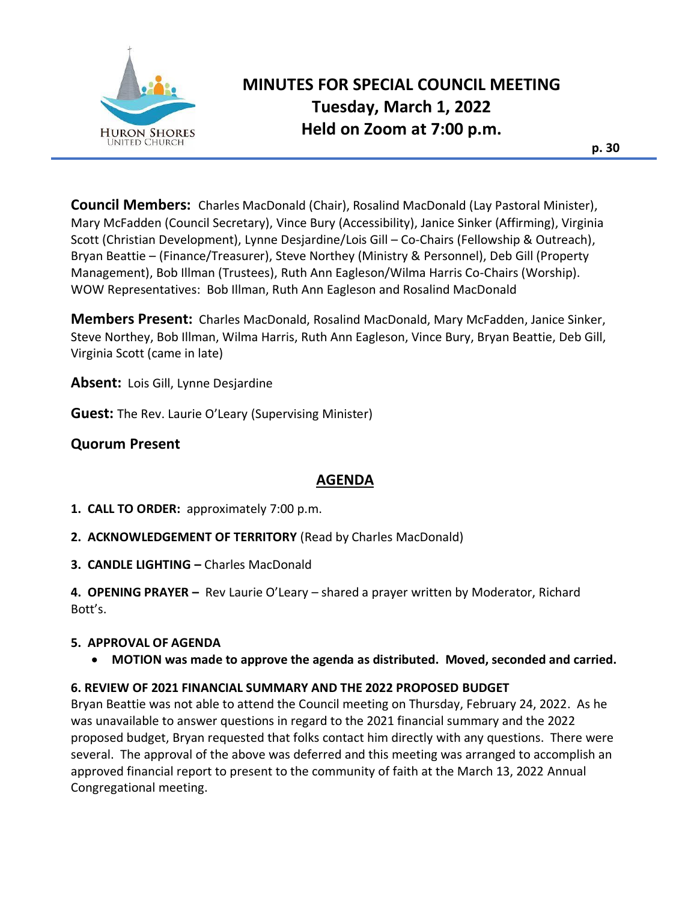# MINUTES FOR SPECIAL COUNCIL MEETING
## Tuesday, March 1, 2022
## Held on Zoom at 7:00 p.m.

**Council Members:** Charles MacDonald (Chair), Rosalind MacDonald (Lay Pastoral Minister), Mary McFadden (Council Secretary), Vince Bury (Accessibility), Janice Sinker (Affirming), Virginia Scott (Christian Development), Lynne Desjardine/Lois Gill – Co-Chairs (Fellowship & Outreach), Bryan Beattie – (Finance/Treasurer), Steve Northey (Ministry & Personnel), Deb Gill (Property Management), Bob Illman (Trustees), Ruth Ann Eagleson/Wilma Harris Co-Chairs (Worship). WOW Representatives: Bob Illman, Ruth Ann Eagleson and Rosalind MacDonald

**Members Present:** Charles MacDonald, Rosalind MacDonald, Mary McFadden, Janice Sinker, Steve Northey, Bob Illman, Wilma Harris, Ruth Ann Eagleson, Vince Bury, Bryan Beattie, Deb Gill, Virginia Scott (came in late)

**Absent:** Lois Gill, Lynne Desjardine

**Guest:** The Rev. Laurie O'Leary (Supervising Minister)

**Quorum Present**

## AGENDA

**1. CALL TO ORDER:** approximately 7:00 p.m.

**2. ACKNOWLEDGEMENT OF TERRITORY** (Read by Charles MacDonald)

**3. CANDLE LIGHTING –** Charles MacDonald

**4. OPENING PRAYER –** Rev Laurie O'Leary – shared a prayer written by Moderator, Richard Bott's.

**5. APPROVAL OF AGENDA**

- **MOTION was made to approve the agenda as distributed. Moved, seconded and carried.**

**6. REVIEW OF 2021 FINANCIAL SUMMARY AND THE 2022 PROPOSED BUDGET**

Bryan Beattie was not able to attend the Council meeting on Thursday, February 24, 2022. As he was unavailable to answer questions in regard to the 2021 financial summary and the 2022 proposed budget, Bryan requested that folks contact him directly with any questions. There were several. The approval of the above was deferred and this meeting was arranged to accomplish an approved financial report to present to the community of faith at the March 13, 2022 Annual Congregational meeting.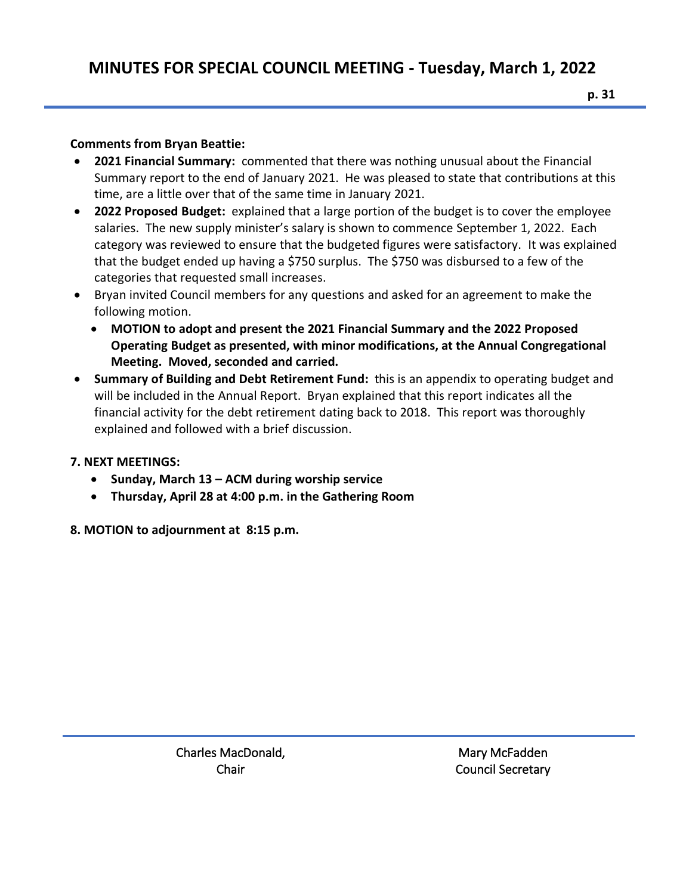**Comments from Bryan Beattie:**

- **2021 Financial Summary:** commented that there was nothing unusual about the Financial Summary report to the end of January 2021. He was pleased to state that contributions at this time, are a little over that of the same time in January 2021.
- **2022 Proposed Budget:** explained that a large portion of the budget is to cover the employee salaries. The new supply minister's salary is shown to commence September 1, 2022. Each category was reviewed to ensure that the budgeted figures were satisfactory. It was explained that the budget ended up having a $750 surplus. The $750 was disbursed to a few of the categories that requested small increases.
- Bryan invited Council members for any questions and asked for an agreement to make the following motion.
  - **MOTION to adopt and present the 2021 Financial Summary and the 2022 Proposed Operating Budget as presented, with minor modifications, at the Annual Congregational Meeting. Moved, seconded and carried.**
- **Summary of Building and Debt Retirement Fund:** this is an appendix to operating budget and will be included in the Annual Report. Bryan explained that this report indicates all the financial activity for the debt retirement dating back to 2018. This report was thoroughly explained and followed with a brief discussion.

**7. NEXT MEETINGS:**

- **Sunday, March 13 – ACM during worship service**
- **Thursday, April 28 at 4:00 p.m. in the Gathering Room**

**8. MOTION to adjournment at 8:15 p.m.**

Charles MacDonald,
Chair

Mary McFadden
Council Secretary